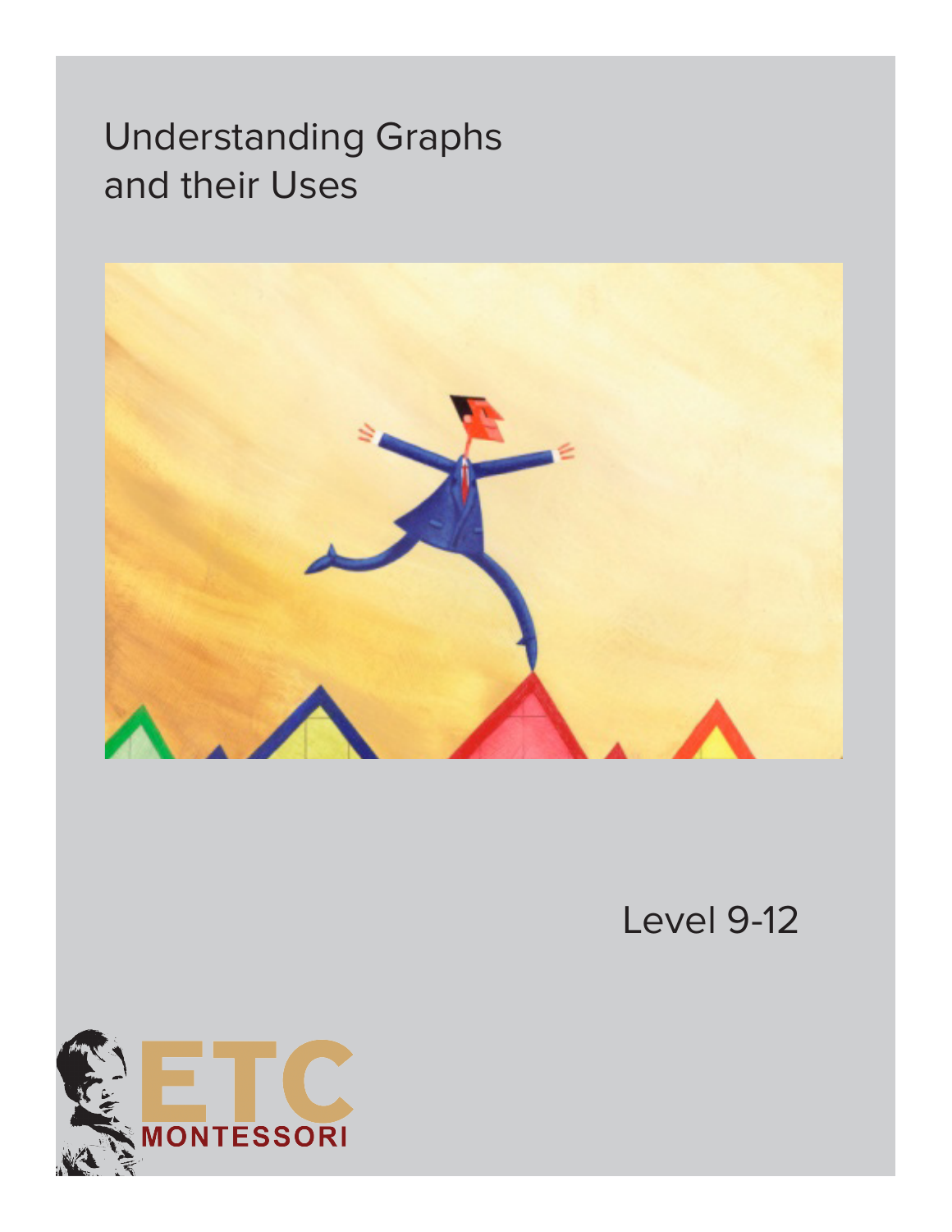# Understanding Graphs and their Uses

Level 9-12

ETC MONTESSORI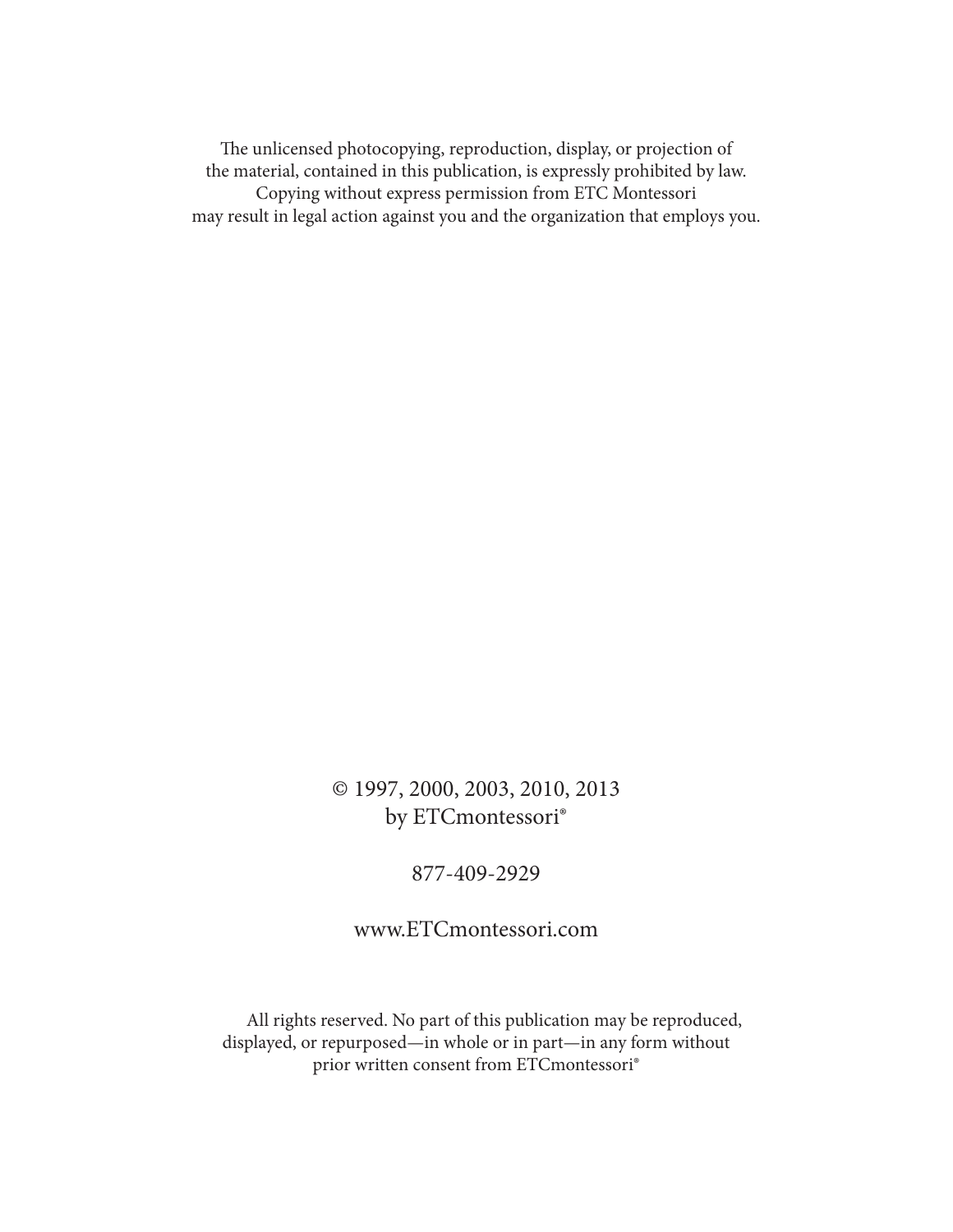The unlicensed photocopying, reproduction, display, or projection of
the material, contained in this publication, is expressly prohibited by law.
Copying without express permission from ETC Montessori
may result in legal action against you and the organization that employs you.

© 1997, 2000, 2003, 2010, 2013
by ETCmontessori®

877-409-2929

www.ETCmontessori.com

All rights reserved. No part of this publication may be reproduced, displayed, or repurposed—in whole or in part—in any form without prior written consent from ETCmontessori®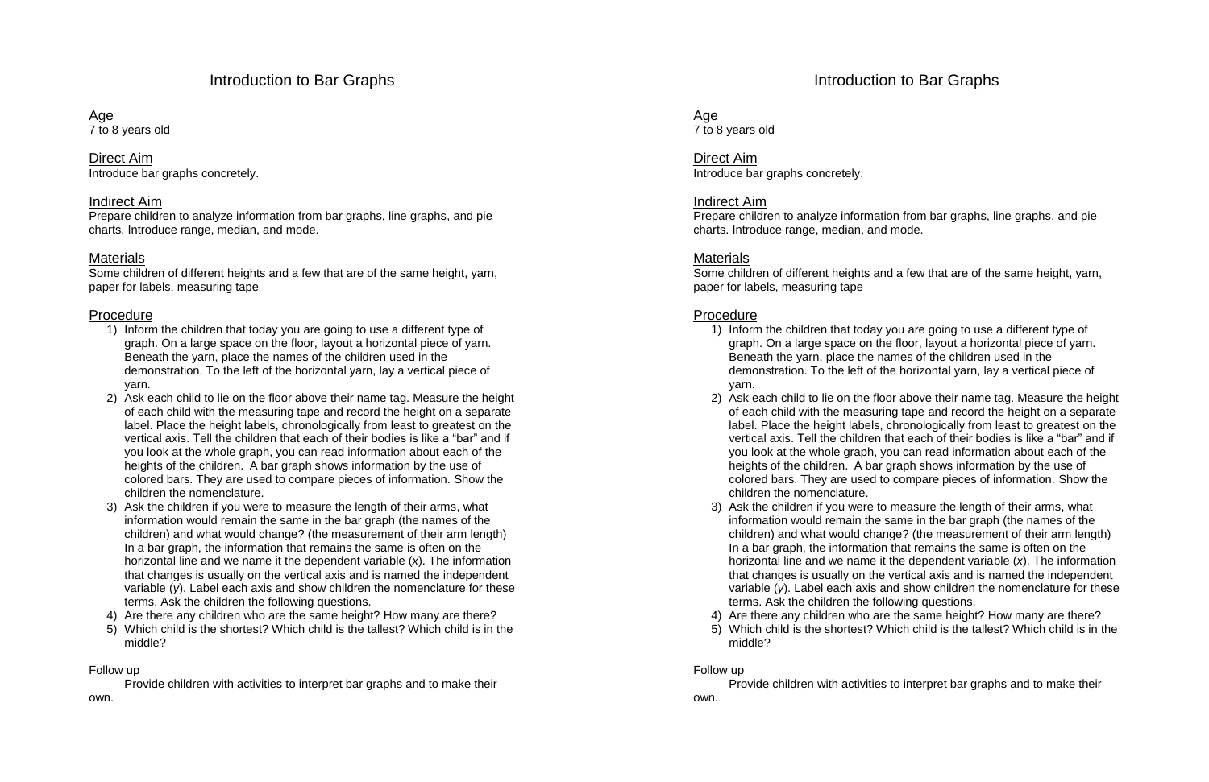# Introduction to Bar Graphs

## Age
7 to 8 years old

## Direct Aim
Introduce bar graphs concretely.

## Indirect Aim
Prepare children to analyze information from bar graphs, line graphs, and pie charts. Introduce range, median, and mode.

## Materials
Some children of different heights and a few that are of the same height, yarn, paper for labels, measuring tape

## Procedure
1) Inform the children that today you are going to use a different type of graph. On a large space on the floor, layout a horizontal piece of yarn. Beneath the yarn, place the names of the children used in the demonstration. To the left of the horizontal yarn, lay a vertical piece of yarn.
2) Ask each child to lie on the floor above their name tag. Measure the height of each child with the measuring tape and record the height on a separate label. Place the height labels, chronologically from least to greatest on the vertical axis. Tell the children that each of their bodies is like a "bar" and if you look at the whole graph, you can read information about each of the heights of the children. A bar graph shows information by the use of colored bars. They are used to compare pieces of information. Show the children the nomenclature.
3) Ask the children if you were to measure the length of their arms, what information would remain the same in the bar graph (the names of the children) and what would change? (the measurement of their arm length) In a bar graph, the information that remains the same is often on the horizontal line and we name it the dependent variable ($x$). The information that changes is usually on the vertical axis and is named the independent variable ($y$). Label each axis and show children the nomenclature for these terms. Ask the children the following questions.
4) Are there any children who are the same height? How many are there?
5) Which child is the shortest? Which child is the tallest? Which child is in the middle?

## Follow up
Provide children with activities to interpret bar graphs and to make their own.

# Introduction to Bar Graphs

## Age
7 to 8 years old

## Direct Aim
Introduce bar graphs concretely.

## Indirect Aim
Prepare children to analyze information from bar graphs, line graphs, and pie charts. Introduce range, median, and mode.

## Materials
Some children of different heights and a few that are of the same height, yarn, paper for labels, measuring tape

## Procedure
1) Inform the children that today you are going to use a different type of graph. On a large space on the floor, layout a horizontal piece of yarn. Beneath the yarn, place the names of the children used in the demonstration. To the left of the horizontal yarn, lay a vertical piece of yarn.
2) Ask each child to lie on the floor above their name tag. Measure the height of each child with the measuring tape and record the height on a separate label. Place the height labels, chronologically from least to greatest on the vertical axis. Tell the children that each of their bodies is like a "bar" and if you look at the whole graph, you can read information about each of the heights of the children. A bar graph shows information by the use of colored bars. They are used to compare pieces of information. Show the children the nomenclature.
3) Ask the children if you were to measure the length of their arms, what information would remain the same in the bar graph (the names of the children) and what would change? (the measurement of their arm length) In a bar graph, the information that remains the same is often on the horizontal line and we name it the dependent variable ($x$). The information that changes is usually on the vertical axis and is named the independent variable ($y$). Label each axis and show children the nomenclature for these terms. Ask the children the following questions.
4) Are there any children who are the same height? How many are there?
5) Which child is the shortest? Which child is the tallest? Which child is in the middle?

## Follow up
Provide children with activities to interpret bar graphs and to make their own.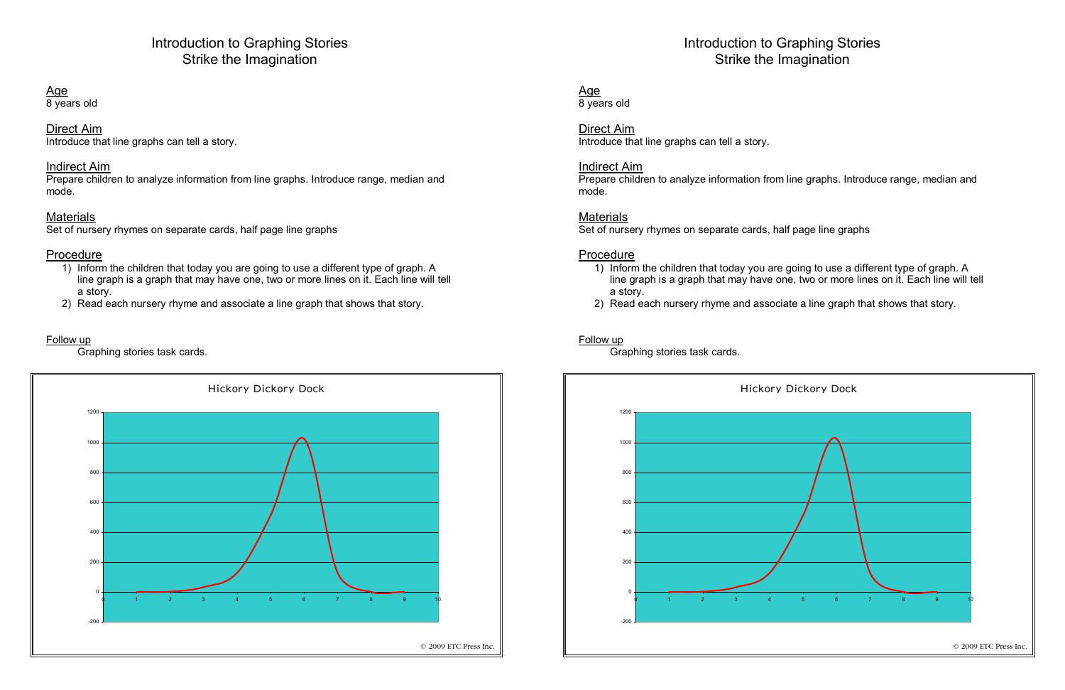# Introduction to Graphing Stories Strike the Imagination

## Age
8 years old

## Direct Aim
Introduce that line graphs can tell a story.

## Indirect Aim
Prepare children to analyze information from line graphs. Introduce range, median and mode.

## Materials
Set of nursery rhymes on separate cards, half page line graphs

## Procedure
1) Inform the children that today you are going to use a different type of graph. A line graph is a graph that may have one, two or more lines on it. Each line will tell a story.
2) Read each nursery rhyme and associate a line graph that shows that story.

## Follow up
Graphing stories task cards.

Hickory Dickory Dock

© 2009 ETC Press Inc.

# Introduction to Graphing Stories Strike the Imagination

## Age
8 years old

## Direct Aim
Introduce that line graphs can tell a story.

## Indirect Aim
Prepare children to analyze information from line graphs. Introduce range, median and mode.

## Materials
Set of nursery rhymes on separate cards, half page line graphs

## Procedure
1) Inform the children that today you are going to use a different type of graph. A line graph is a graph that may have one, two or more lines on it. Each line will tell a story.
2) Read each nursery rhyme and associate a line graph that shows that story.

## Follow up
Graphing stories task cards.

Hickory Dickory Dock

© 2009 ETC Press Inc.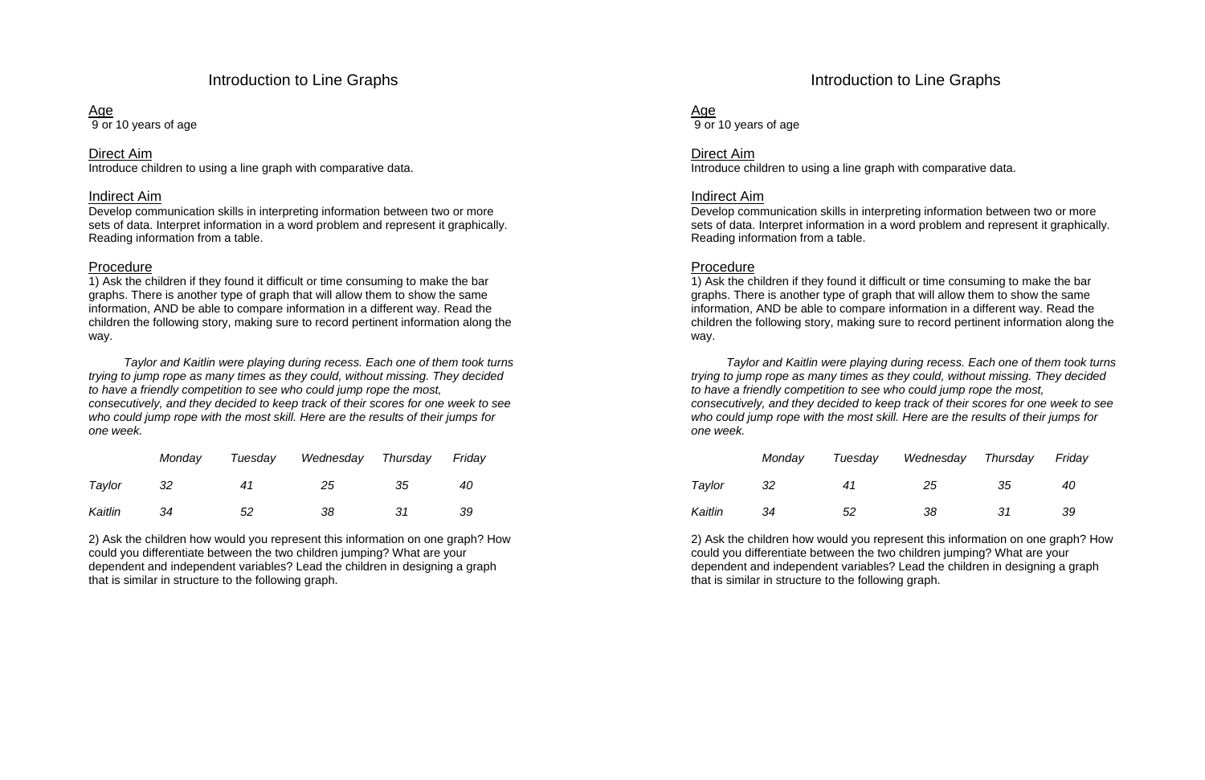# Introduction to Line Graphs

## Age

9 or 10 years of age

## Direct Aim

Introduce children to using a line graph with comparative data.

## Indirect Aim

Develop communication skills in interpreting information between two or more sets of data. Interpret information in a word problem and represent it graphically. Reading information from a table.

## Procedure

1) Ask the children if they found it difficult or time consuming to make the bar graphs. There is another type of graph that will allow them to show the same information, AND be able to compare information in a different way. Read the children the following story, making sure to record pertinent information along the way.

*Taylor and Kaitlin were playing during recess. Each one of them took turns trying to jump rope as many times as they could, without missing. They decided to have a friendly competition to see who could jump rope the most, consecutively, and they decided to keep track of their scores for one week to see who could jump rope with the most skill. Here are the results of their jumps for one week.*

| | *Monday* | *Tuesday* | *Wednesday* | *Thursday* | *Friday* |
|---|---|---|---|---|---|
| *Taylor* | *32* | *41* | *25* | *35* | *40* |
| *Kaitlin* | *34* | *52* | *38* | *31* | *39* |

2) Ask the children how would you represent this information on one graph? How could you differentiate between the two children jumping? What are your dependent and independent variables? Lead the children in designing a graph that is similar in structure to the following graph.

# Introduction to Line Graphs

## Age

9 or 10 years of age

## Direct Aim

Introduce children to using a line graph with comparative data.

## Indirect Aim

Develop communication skills in interpreting information between two or more sets of data. Interpret information in a word problem and represent it graphically. Reading information from a table.

## Procedure

1) Ask the children if they found it difficult or time consuming to make the bar graphs. There is another type of graph that will allow them to show the same information, AND be able to compare information in a different way. Read the children the following story, making sure to record pertinent information along the way.

*Taylor and Kaitlin were playing during recess. Each one of them took turns trying to jump rope as many times as they could, without missing. They decided to have a friendly competition to see who could jump rope the most, consecutively, and they decided to keep track of their scores for one week to see who could jump rope with the most skill. Here are the results of their jumps for one week.*

| | *Monday* | *Tuesday* | *Wednesday* | *Thursday* | *Friday* |
|---|---|---|---|---|---|
| *Taylor* | *32* | *41* | *25* | *35* | *40* |
| *Kaitlin* | *34* | *52* | *38* | *31* | *39* |

2) Ask the children how would you represent this information on one graph? How could you differentiate between the two children jumping? What are your dependent and independent variables? Lead the children in designing a graph that is similar in structure to the following graph.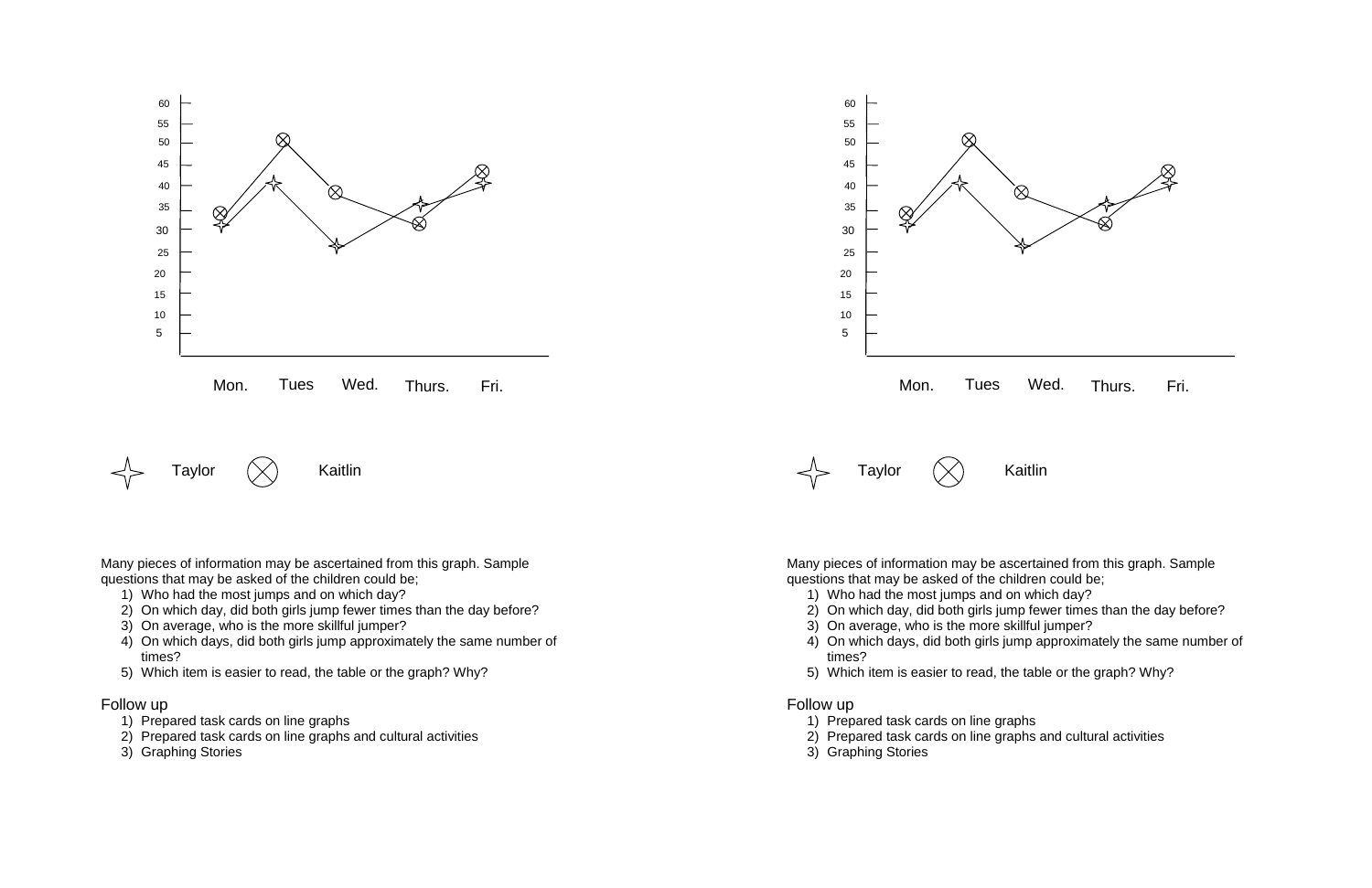Taylor Kaitlin

Many pieces of information may be ascertained from this graph. Sample questions that may be asked of the children could be;

1) Who had the most jumps and on which day?
2) On which day, did both girls jump fewer times than the day before?
3) On average, who is the more skillful jumper?
4) On which days, did both girls jump approximately the same number of times?
5) Which item is easier to read, the table or the graph? Why?

Follow up

1) Prepared task cards on line graphs
2) Prepared task cards on line graphs and cultural activities
3) Graphing Stories

Taylor Kaitlin

Many pieces of information may be ascertained from this graph. Sample questions that may be asked of the children could be;

1) Who had the most jumps and on which day?
2) On which day, did both girls jump fewer times than the day before?
3) On average, who is the more skillful jumper?
4) On which days, did both girls jump approximately the same number of times?
5) Which item is easier to read, the table or the graph? Why?

Follow up

1) Prepared task cards on line graphs
2) Prepared task cards on line graphs and cultural activities
3) Graphing Stories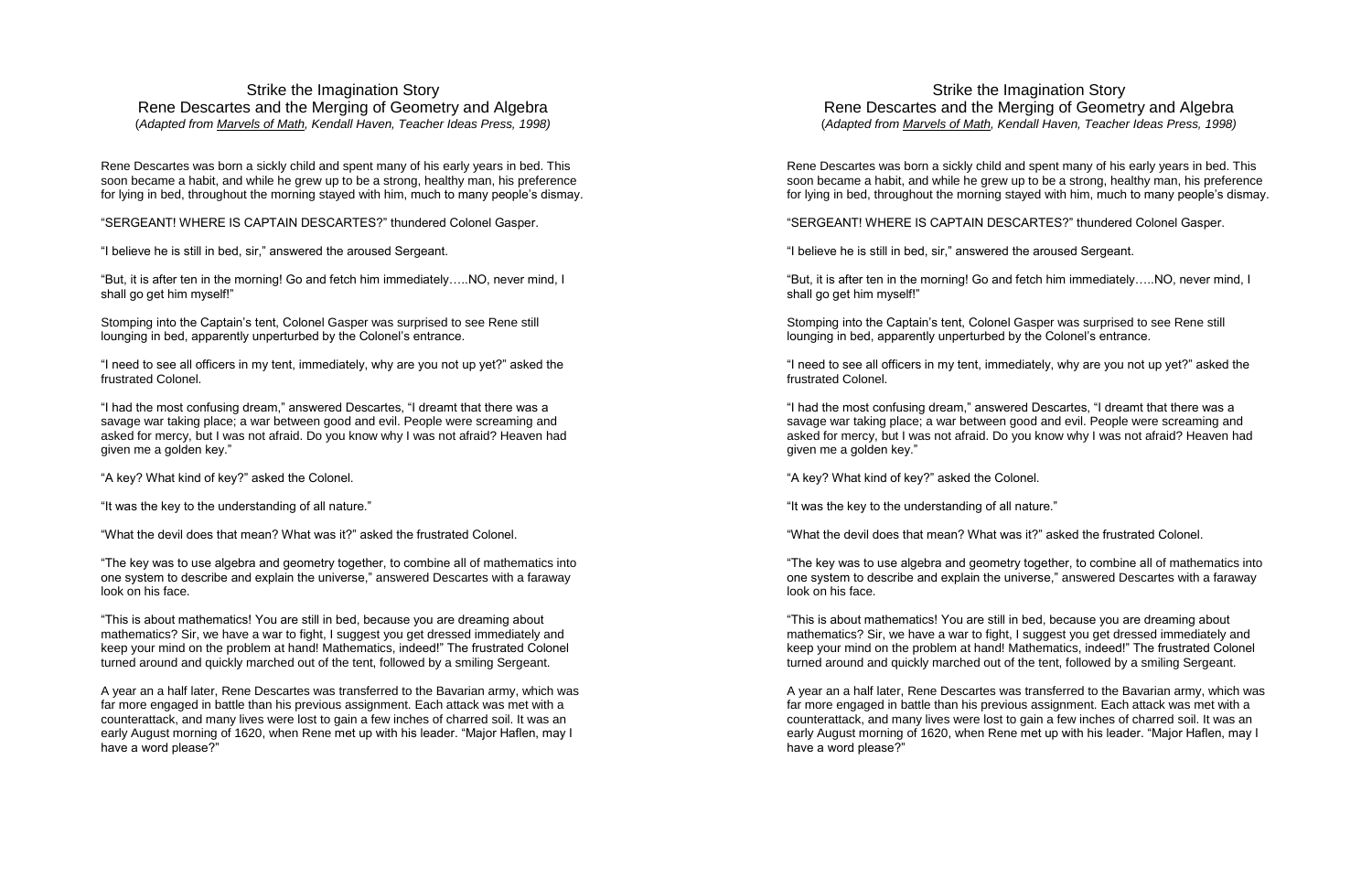## Strike the Imagination Story
## Rene Descartes and the Merging of Geometry and Algebra

(*Adapted from Marvels of Math, Kendall Haven, Teacher Ideas Press, 1998*)

Rene Descartes was born a sickly child and spent many of his early years in bed. This soon became a habit, and while he grew up to be a strong, healthy man, his preference for lying in bed, throughout the morning stayed with him, much to many people's dismay.

"SERGEANT! WHERE IS CAPTAIN DESCARTES?" thundered Colonel Gasper.

"I believe he is still in bed, sir," answered the aroused Sergeant.

"But, it is after ten in the morning! Go and fetch him immediately…..NO, never mind, I shall go get him myself!"

Stomping into the Captain's tent, Colonel Gasper was surprised to see Rene still lounging in bed, apparently unperturbed by the Colonel's entrance.

"I need to see all officers in my tent, immediately, why are you not up yet?" asked the frustrated Colonel.

"I had the most confusing dream," answered Descartes, "I dreamt that there was a savage war taking place; a war between good and evil. People were screaming and asked for mercy, but I was not afraid. Do you know why I was not afraid? Heaven had given me a golden key."

"A key? What kind of key?" asked the Colonel.

"It was the key to the understanding of all nature."

"What the devil does that mean? What was it?" asked the frustrated Colonel.

"The key was to use algebra and geometry together, to combine all of mathematics into one system to describe and explain the universe," answered Descartes with a faraway look on his face.

"This is about mathematics! You are still in bed, because you are dreaming about mathematics? Sir, we have a war to fight, I suggest you get dressed immediately and keep your mind on the problem at hand! Mathematics, indeed!" The frustrated Colonel turned around and quickly marched out of the tent, followed by a smiling Sergeant.

A year an a half later, Rene Descartes was transferred to the Bavarian army, which was far more engaged in battle than his previous assignment. Each attack was met with a counterattack, and many lives were lost to gain a few inches of charred soil. It was an early August morning of 1620, when Rene met up with his leader. "Major Haflen, may I have a word please?"

## Strike the Imagination Story
## Rene Descartes and the Merging of Geometry and Algebra

(*Adapted from Marvels of Math, Kendall Haven, Teacher Ideas Press, 1998*)

Rene Descartes was born a sickly child and spent many of his early years in bed. This soon became a habit, and while he grew up to be a strong, healthy man, his preference for lying in bed, throughout the morning stayed with him, much to many people's dismay.

"SERGEANT! WHERE IS CAPTAIN DESCARTES?" thundered Colonel Gasper.

"I believe he is still in bed, sir," answered the aroused Sergeant.

"But, it is after ten in the morning! Go and fetch him immediately…..NO, never mind, I shall go get him myself!"

Stomping into the Captain's tent, Colonel Gasper was surprised to see Rene still lounging in bed, apparently unperturbed by the Colonel's entrance.

"I need to see all officers in my tent, immediately, why are you not up yet?" asked the frustrated Colonel.

"I had the most confusing dream," answered Descartes, "I dreamt that there was a savage war taking place; a war between good and evil. People were screaming and asked for mercy, but I was not afraid. Do you know why I was not afraid? Heaven had given me a golden key."

"A key? What kind of key?" asked the Colonel.

"It was the key to the understanding of all nature."

"What the devil does that mean? What was it?" asked the frustrated Colonel.

"The key was to use algebra and geometry together, to combine all of mathematics into one system to describe and explain the universe," answered Descartes with a faraway look on his face.

"This is about mathematics! You are still in bed, because you are dreaming about mathematics? Sir, we have a war to fight, I suggest you get dressed immediately and keep your mind on the problem at hand! Mathematics, indeed!" The frustrated Colonel turned around and quickly marched out of the tent, followed by a smiling Sergeant.

A year an a half later, Rene Descartes was transferred to the Bavarian army, which was far more engaged in battle than his previous assignment. Each attack was met with a counterattack, and many lives were lost to gain a few inches of charred soil. It was an early August morning of 1620, when Rene met up with his leader. "Major Haflen, may I have a word please?"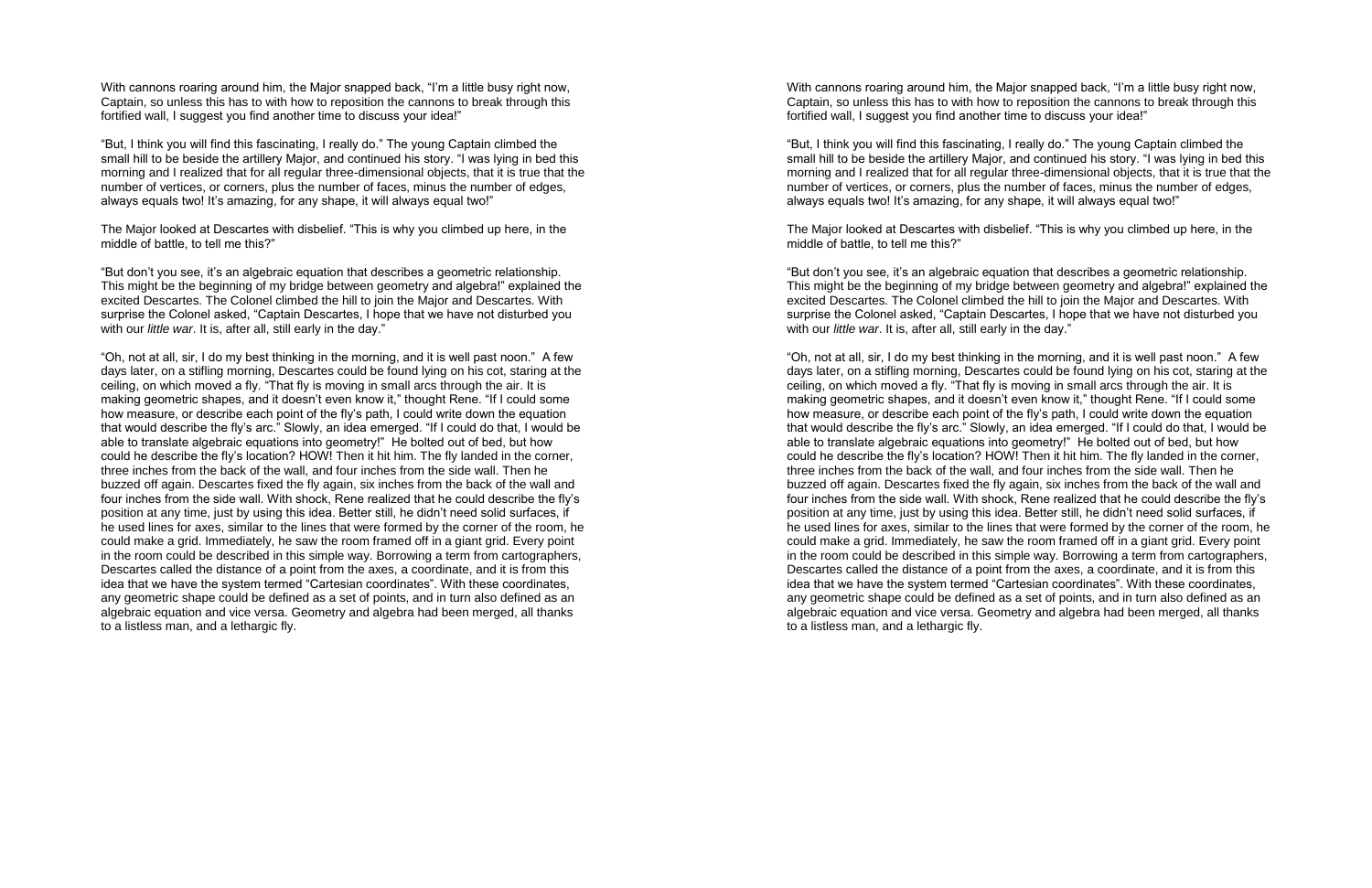With cannons roaring around him, the Major snapped back, "I'm a little busy right now, Captain, so unless this has to with how to reposition the cannons to break through this fortified wall, I suggest you find another time to discuss your idea!"

"But, I think you will find this fascinating, I really do." The young Captain climbed the small hill to be beside the artillery Major, and continued his story. "I was lying in bed this morning and I realized that for all regular three-dimensional objects, that it is true that the number of vertices, or corners, plus the number of faces, minus the number of edges, always equals two! It's amazing, for any shape, it will always equal two!"

The Major looked at Descartes with disbelief. "This is why you climbed up here, in the middle of battle, to tell me this?"

"But don't you see, it's an algebraic equation that describes a geometric relationship. This might be the beginning of my bridge between geometry and algebra!" explained the excited Descartes. The Colonel climbed the hill to join the Major and Descartes. With surprise the Colonel asked, "Captain Descartes, I hope that we have not disturbed you with our *little war*. It is, after all, still early in the day."

"Oh, not at all, sir, I do my best thinking in the morning, and it is well past noon." A few days later, on a stifling morning, Descartes could be found lying on his cot, staring at the ceiling, on which moved a fly. "That fly is moving in small arcs through the air. It is making geometric shapes, and it doesn't even know it," thought Rene. "If I could some how measure, or describe each point of the fly's path, I could write down the equation that would describe the fly's arc." Slowly, an idea emerged. "If I could do that, I would be able to translate algebraic equations into geometry!" He bolted out of bed, but how could he describe the fly's location? HOW! Then it hit him. The fly landed in the corner, three inches from the back of the wall, and four inches from the side wall. Then he buzzed off again. Descartes fixed the fly again, six inches from the back of the wall and four inches from the side wall. With shock, Rene realized that he could describe the fly's position at any time, just by using this idea. Better still, he didn't need solid surfaces, if he used lines for axes, similar to the lines that were formed by the corner of the room, he could make a grid. Immediately, he saw the room framed off in a giant grid. Every point in the room could be described in this simple way. Borrowing a term from cartographers, Descartes called the distance of a point from the axes, a coordinate, and it is from this idea that we have the system termed "Cartesian coordinates". With these coordinates, any geometric shape could be defined as a set of points, and in turn also defined as an algebraic equation and vice versa. Geometry and algebra had been merged, all thanks to a listless man, and a lethargic fly.

With cannons roaring around him, the Major snapped back, "I'm a little busy right now, Captain, so unless this has to with how to reposition the cannons to break through this fortified wall, I suggest you find another time to discuss your idea!"

"But, I think you will find this fascinating, I really do." The young Captain climbed the small hill to be beside the artillery Major, and continued his story. "I was lying in bed this morning and I realized that for all regular three-dimensional objects, that it is true that the number of vertices, or corners, plus the number of faces, minus the number of edges, always equals two! It's amazing, for any shape, it will always equal two!"

The Major looked at Descartes with disbelief. "This is why you climbed up here, in the middle of battle, to tell me this?"

"But don't you see, it's an algebraic equation that describes a geometric relationship. This might be the beginning of my bridge between geometry and algebra!" explained the excited Descartes. The Colonel climbed the hill to join the Major and Descartes. With surprise the Colonel asked, "Captain Descartes, I hope that we have not disturbed you with our *little war*. It is, after all, still early in the day."

"Oh, not at all, sir, I do my best thinking in the morning, and it is well past noon." A few days later, on a stifling morning, Descartes could be found lying on his cot, staring at the ceiling, on which moved a fly. "That fly is moving in small arcs through the air. It is making geometric shapes, and it doesn't even know it," thought Rene. "If I could some how measure, or describe each point of the fly's path, I could write down the equation that would describe the fly's arc." Slowly, an idea emerged. "If I could do that, I would be able to translate algebraic equations into geometry!" He bolted out of bed, but how could he describe the fly's location? HOW! Then it hit him. The fly landed in the corner, three inches from the back of the wall, and four inches from the side wall. Then he buzzed off again. Descartes fixed the fly again, six inches from the back of the wall and four inches from the side wall. With shock, Rene realized that he could describe the fly's position at any time, just by using this idea. Better still, he didn't need solid surfaces, if he used lines for axes, similar to the lines that were formed by the corner of the room, he could make a grid. Immediately, he saw the room framed off in a giant grid. Every point in the room could be described in this simple way. Borrowing a term from cartographers, Descartes called the distance of a point from the axes, a coordinate, and it is from this idea that we have the system termed "Cartesian coordinates". With these coordinates, any geometric shape could be defined as a set of points, and in turn also defined as an algebraic equation and vice versa. Geometry and algebra had been merged, all thanks to a listless man, and a lethargic fly.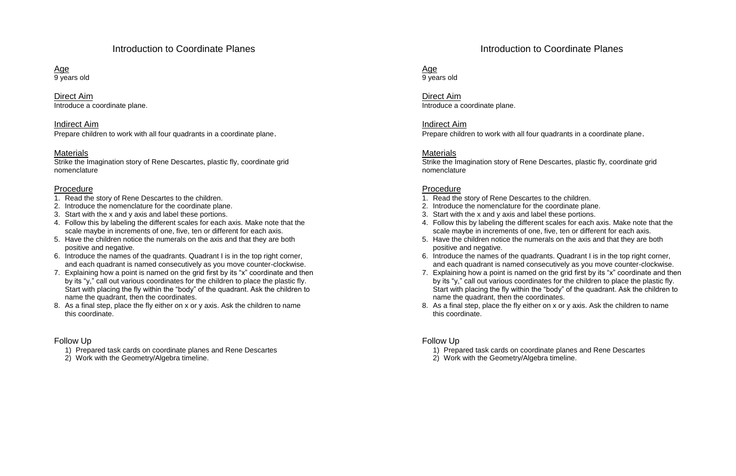# Introduction to Coordinate Planes

Age
9 years old

Direct Aim
Introduce a coordinate plane.

Indirect Aim
Prepare children to work with all four quadrants in a coordinate plane.

Materials
Strike the Imagination story of Rene Descartes, plastic fly, coordinate grid nomenclature

Procedure

1. Read the story of Rene Descartes to the children.
2. Introduce the nomenclature for the coordinate plane.
3. Start with the x and y axis and label these portions.
4. Follow this by labeling the different scales for each axis. Make note that the scale maybe in increments of one, five, ten or different for each axis.
5. Have the children notice the numerals on the axis and that they are both positive and negative.
6. Introduce the names of the quadrants. Quadrant I is in the top right corner, and each quadrant is named consecutively as you move counter-clockwise.
7. Explaining how a point is named on the grid first by its "x" coordinate and then by its "y," call out various coordinates for the children to place the plastic fly. Start with placing the fly within the "body" of the quadrant. Ask the children to name the quadrant, then the coordinates.
8. As a final step, place the fly either on x or y axis. Ask the children to name this coordinate.

Follow Up

1) Prepared task cards on coordinate planes and Rene Descartes
2) Work with the Geometry/Algebra timeline.

# Introduction to Coordinate Planes

Age
9 years old

Direct Aim
Introduce a coordinate plane.

Indirect Aim
Prepare children to work with all four quadrants in a coordinate plane.

Materials
Strike the Imagination story of Rene Descartes, plastic fly, coordinate grid nomenclature

Procedure

1. Read the story of Rene Descartes to the children.
2. Introduce the nomenclature for the coordinate plane.
3. Start with the x and y axis and label these portions.
4. Follow this by labeling the different scales for each axis. Make note that the scale maybe in increments of one, five, ten or different for each axis.
5. Have the children notice the numerals on the axis and that they are both positive and negative.
6. Introduce the names of the quadrants. Quadrant I is in the top right corner, and each quadrant is named consecutively as you move counter-clockwise.
7. Explaining how a point is named on the grid first by its "x" coordinate and then by its "y," call out various coordinates for the children to place the plastic fly. Start with placing the fly within the "body" of the quadrant. Ask the children to name the quadrant, then the coordinates.
8. As a final step, place the fly either on x or y axis. Ask the children to name this coordinate.

Follow Up

1) Prepared task cards on coordinate planes and Rene Descartes
2) Work with the Geometry/Algebra timeline.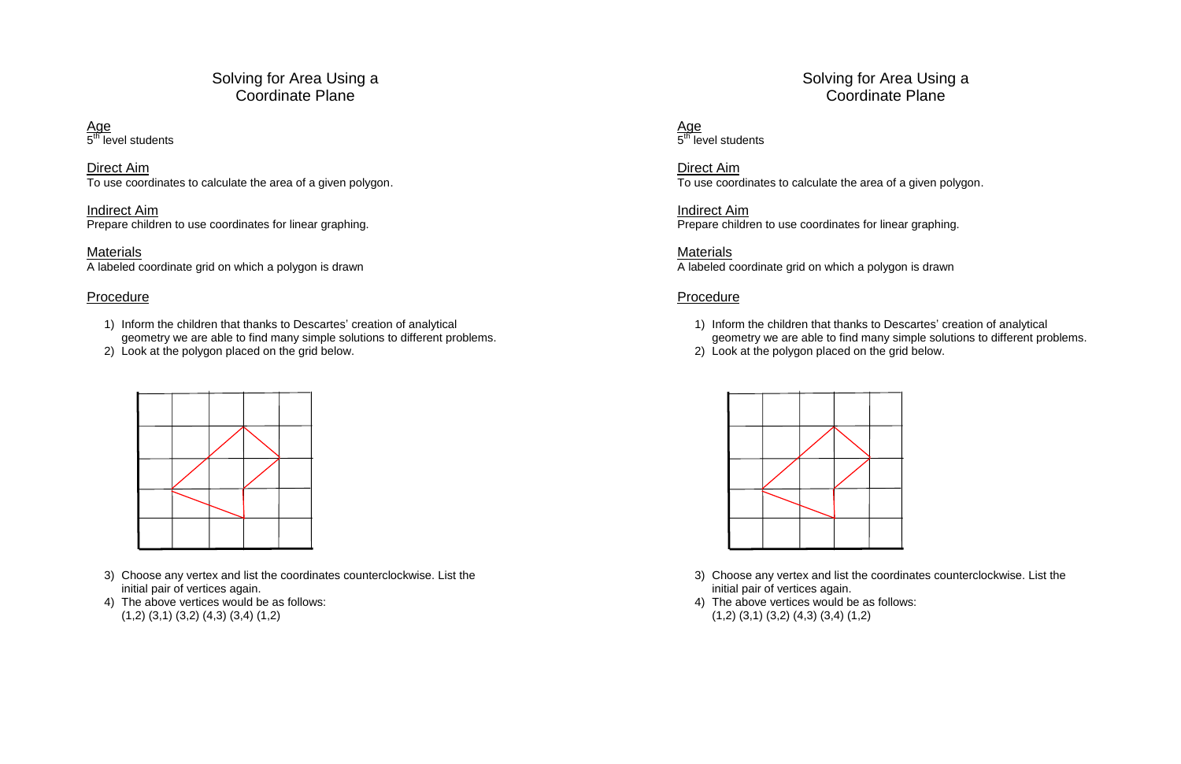# Solving for Area Using a Coordinate Plane

Age
$5^{th}$ level students

Direct Aim
To use coordinates to calculate the area of a given polygon.

Indirect Aim
Prepare children to use coordinates for linear graphing.

Materials
A labeled coordinate grid on which a polygon is drawn

Procedure

1) Inform the children that thanks to Descartes' creation of analytical geometry we are able to find many simple solutions to different problems.
2) Look at the polygon placed on the grid below.
3) Choose any vertex and list the coordinates counterclockwise. List the initial pair of vertices again.
4) The above vertices would be as follows:
(1,2) (3,1) (3,2) (4,3) (3,4) (1,2)

# Solving for Area Using a Coordinate Plane

Age
$5^{th}$ level students

Direct Aim
To use coordinates to calculate the area of a given polygon.

Indirect Aim
Prepare children to use coordinates for linear graphing.

Materials
A labeled coordinate grid on which a polygon is drawn

Procedure

1) Inform the children that thanks to Descartes' creation of analytical geometry we are able to find many simple solutions to different problems.
2) Look at the polygon placed on the grid below.
3) Choose any vertex and list the coordinates counterclockwise. List the initial pair of vertices again.
4) The above vertices would be as follows:
(1,2) (3,1) (3,2) (4,3) (3,4) (1,2)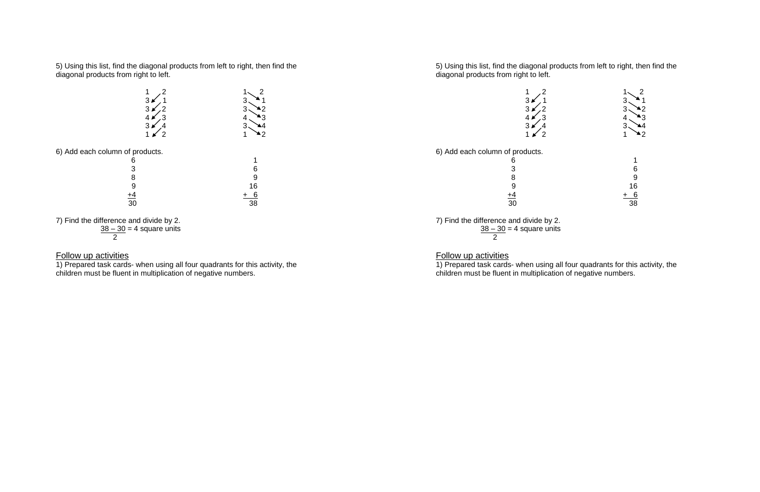5) Using this list, find the diagonal products from left to right, then find the diagonal products from right to left.

| x | y |
|---|---|
| 1 | 2 |
| 3 | 1 |
| 3 | 2 |
| 4 | 3 |
| 3 | 4 |
| 1 | 2 |

6) Add each column of products.

| Left column | Right column |
|---|---|
| 6 | 1 |
| 3 | 6 |
| 8 | 9 |
| 9 | 16 |
| +4 | + 6 |
| 30 | 38 |

7) Find the difference and divide by 2.

$$\frac{38 - 30}{2} = 4 \text{ square units}$$

<u>Follow up activities</u>

1) Prepared task cards- when using all four quadrants for this activity, the children must be fluent in multiplication of negative numbers.

5) Using this list, find the diagonal products from left to right, then find the diagonal products from right to left.

| x | y |
|---|---|
| 1 | 2 |
| 3 | 1 |
| 3 | 2 |
| 4 | 3 |
| 3 | 4 |
| 1 | 2 |

6) Add each column of products.

| Left column | Right column |
|---|---|
| 6 | 1 |
| 3 | 6 |
| 8 | 9 |
| 9 | 16 |
| +4 | + 6 |
| 30 | 38 |

7) Find the difference and divide by 2.

$$\frac{38 - 30}{2} = 4 \text{ square units}$$

<u>Follow up activities</u>

1) Prepared task cards- when using all four quadrants for this activity, the children must be fluent in multiplication of negative numbers.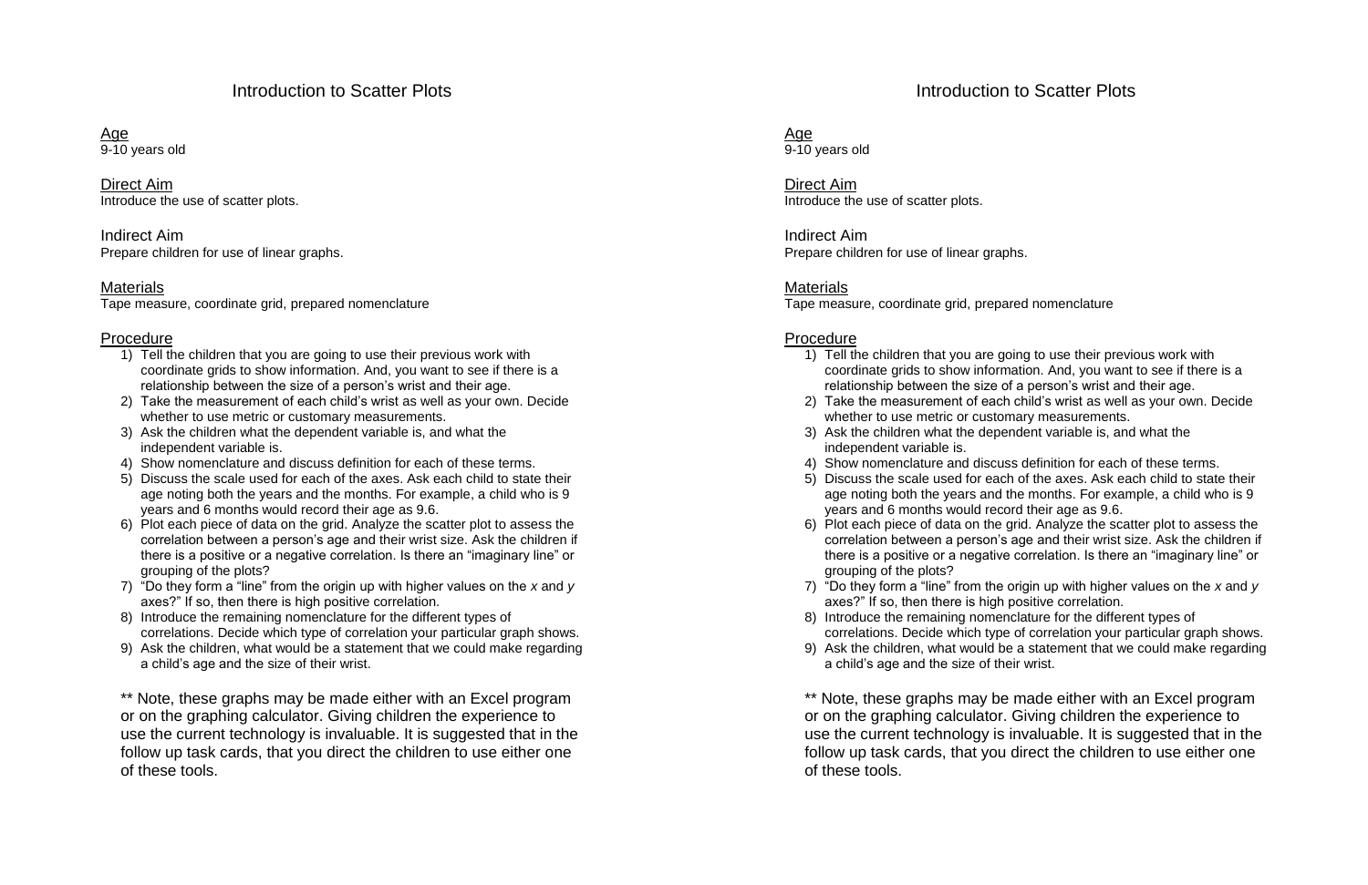# Introduction to Scatter Plots

Age
9-10 years old

Direct Aim
Introduce the use of scatter plots.

Indirect Aim
Prepare children for use of linear graphs.

Materials
Tape measure, coordinate grid, prepared nomenclature

Procedure

1) Tell the children that you are going to use their previous work with coordinate grids to show information. And, you want to see if there is a relationship between the size of a person's wrist and their age.
2) Take the measurement of each child's wrist as well as your own. Decide whether to use metric or customary measurements.
3) Ask the children what the dependent variable is, and what the independent variable is.
4) Show nomenclature and discuss definition for each of these terms.
5) Discuss the scale used for each of the axes. Ask each child to state their age noting both the years and the months. For example, a child who is 9 years and 6 months would record their age as 9.6.
6) Plot each piece of data on the grid. Analyze the scatter plot to assess the correlation between a person's age and their wrist size. Ask the children if there is a positive or a negative correlation. Is there an "imaginary line" or grouping of the plots?
7) "Do they form a "line" from the origin up with higher values on the $x$ and $y$ axes?" If so, then there is high positive correlation.
8) Introduce the remaining nomenclature for the different types of correlations. Decide which type of correlation your particular graph shows.
9) Ask the children, what would be a statement that we could make regarding a child's age and the size of their wrist.

** Note, these graphs may be made either with an Excel program or on the graphing calculator. Giving children the experience to use the current technology is invaluable. It is suggested that in the follow up task cards, that you direct the children to use either one of these tools.

# Introduction to Scatter Plots

Age
9-10 years old

Direct Aim
Introduce the use of scatter plots.

Indirect Aim
Prepare children for use of linear graphs.

Materials
Tape measure, coordinate grid, prepared nomenclature

Procedure

1) Tell the children that you are going to use their previous work with coordinate grids to show information. And, you want to see if there is a relationship between the size of a person's wrist and their age.
2) Take the measurement of each child's wrist as well as your own. Decide whether to use metric or customary measurements.
3) Ask the children what the dependent variable is, and what the independent variable is.
4) Show nomenclature and discuss definition for each of these terms.
5) Discuss the scale used for each of the axes. Ask each child to state their age noting both the years and the months. For example, a child who is 9 years and 6 months would record their age as 9.6.
6) Plot each piece of data on the grid. Analyze the scatter plot to assess the correlation between a person's age and their wrist size. Ask the children if there is a positive or a negative correlation. Is there an "imaginary line" or grouping of the plots?
7) "Do they form a "line" from the origin up with higher values on the $x$ and $y$ axes?" If so, then there is high positive correlation.
8) Introduce the remaining nomenclature for the different types of correlations. Decide which type of correlation your particular graph shows.
9) Ask the children, what would be a statement that we could make regarding a child's age and the size of their wrist.

** Note, these graphs may be made either with an Excel program or on the graphing calculator. Giving children the experience to use the current technology is invaluable. It is suggested that in the follow up task cards, that you direct the children to use either one of these tools.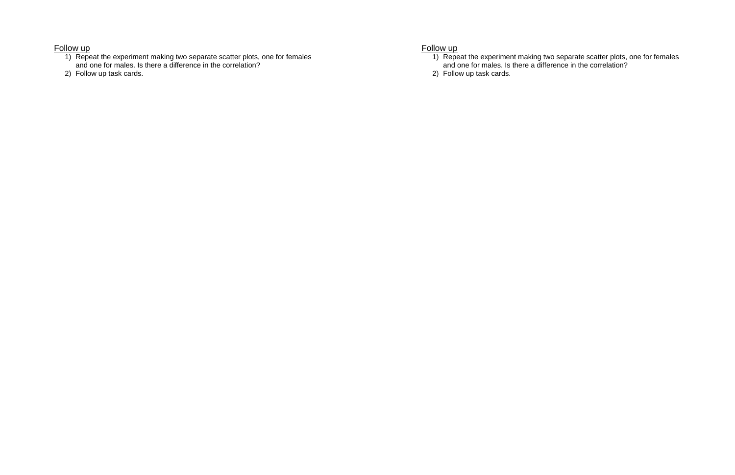Follow up

1) Repeat the experiment making two separate scatter plots, one for females and one for males. Is there a difference in the correlation?
2) Follow up task cards.

Follow up

1) Repeat the experiment making two separate scatter plots, one for females and one for males. Is there a difference in the correlation?
2) Follow up task cards.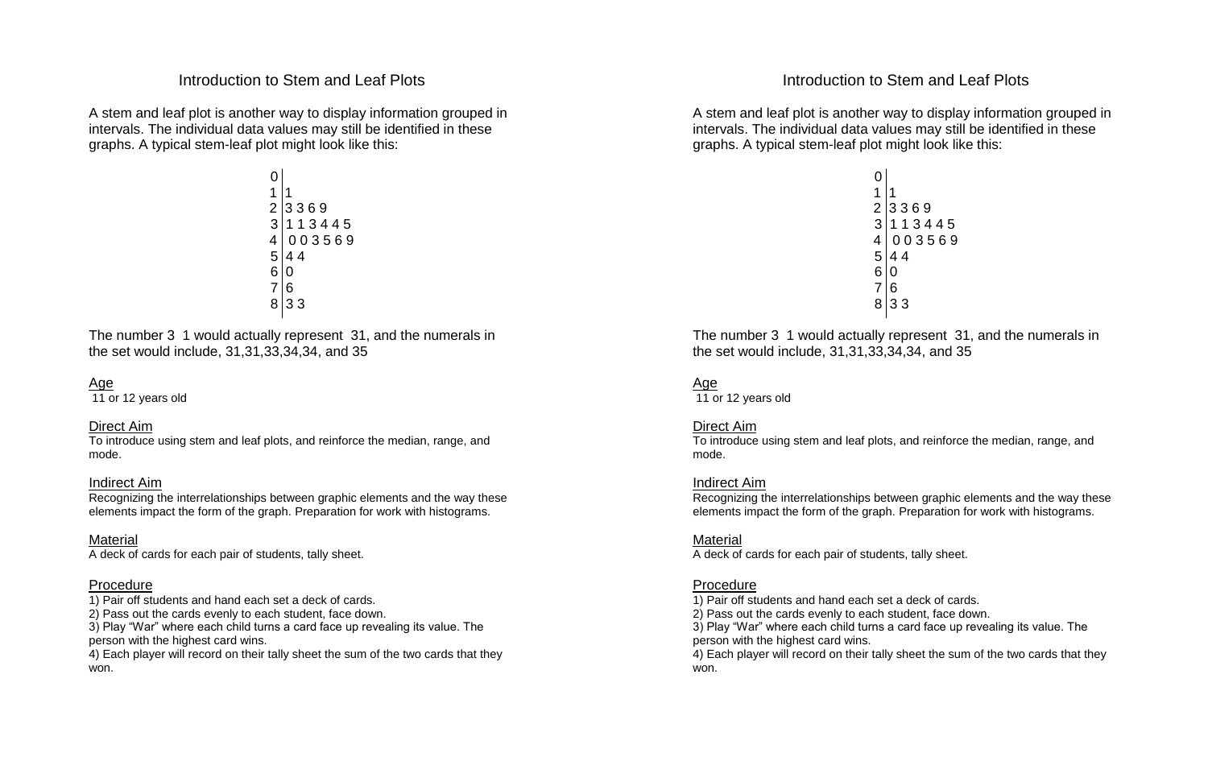# Introduction to Stem and Leaf Plots

A stem and leaf plot is another way to display information grouped in intervals. The individual data values may still be identified in these graphs. A typical stem-leaf plot might look like this:

```
0 |
1 | 1
2 | 3 3 6 9
3 | 1 1 3 4 4 5
4 | 0 0 3 5 6 9
5 | 4 4
6 | 0
7 | 6
8 | 3 3
```

The number 3 1 would actually represent 31, and the numerals in the set would include, 31,31,33,34,34, and 35

## Age

11 or 12 years old

## Direct Aim

To introduce using stem and leaf plots, and reinforce the median, range, and mode.

## Indirect Aim

Recognizing the interrelationships between graphic elements and the way these elements impact the form of the graph. Preparation for work with histograms.

## Material

A deck of cards for each pair of students, tally sheet.

## Procedure

1) Pair off students and hand each set a deck of cards.
2) Pass out the cards evenly to each student, face down.
3) Play "War" where each child turns a card face up revealing its value. The person with the highest card wins.
4) Each player will record on their tally sheet the sum of the two cards that they won.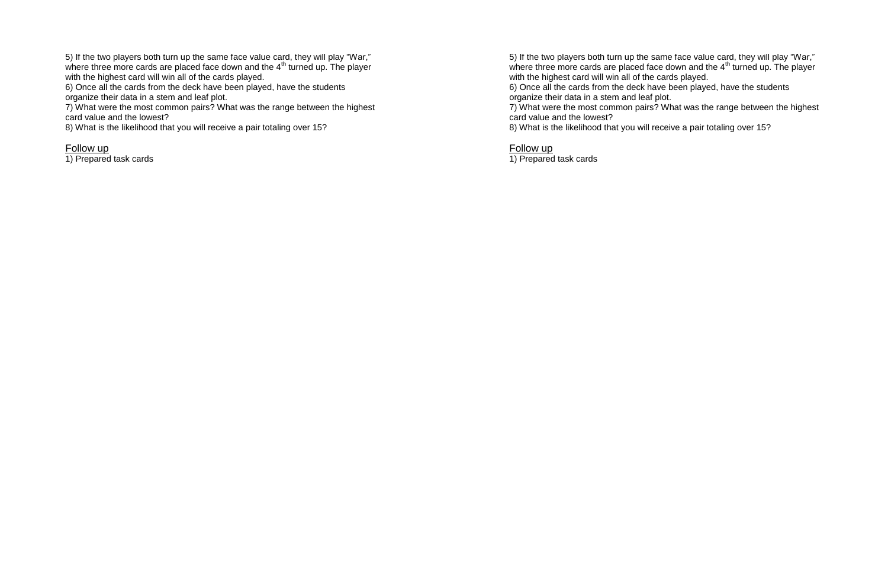5) If the two players both turn up the same face value card, they will play "War," where three more cards are placed face down and the 4th turned up. The player with the highest card will win all of the cards played.
6) Once all the cards from the deck have been played, have the students organize their data in a stem and leaf plot.
7) What were the most common pairs? What was the range between the highest card value and the lowest?
8) What is the likelihood that you will receive a pair totaling over 15?

Follow up
1) Prepared task cards

5) If the two players both turn up the same face value card, they will play "War," where three more cards are placed face down and the 4th turned up. The player with the highest card will win all of the cards played.
6) Once all the cards from the deck have been played, have the students organize their data in a stem and leaf plot.
7) What were the most common pairs? What was the range between the highest card value and the lowest?
8) What is the likelihood that you will receive a pair totaling over 15?

Follow up
1) Prepared task cards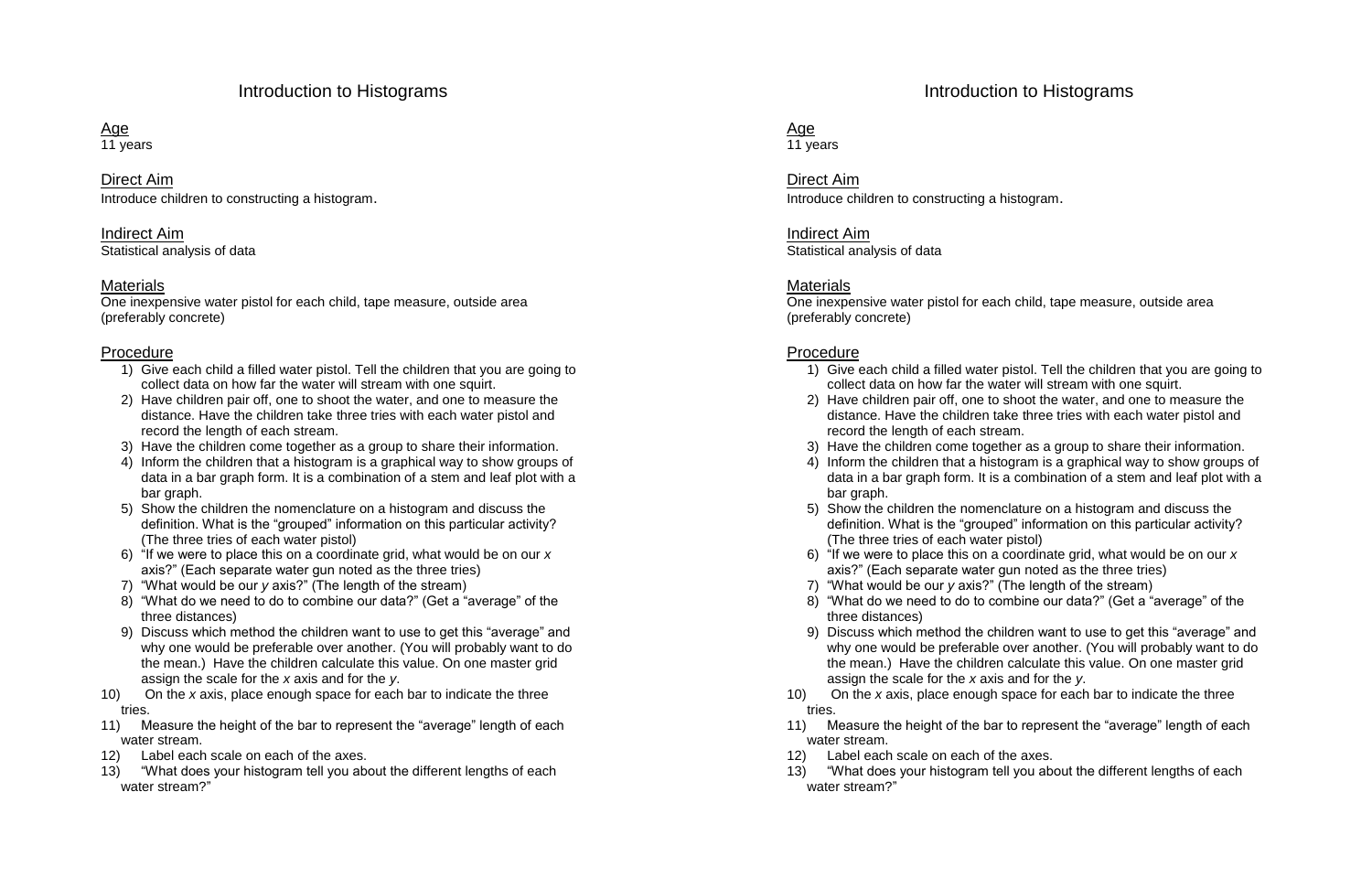# Introduction to Histograms

## Age

11 years

## Direct Aim

Introduce children to constructing a histogram.

## Indirect Aim

Statistical analysis of data

## Materials

One inexpensive water pistol for each child, tape measure, outside area (preferably concrete)

## Procedure

1) Give each child a filled water pistol. Tell the children that you are going to collect data on how far the water will stream with one squirt.
2) Have children pair off, one to shoot the water, and one to measure the distance. Have the children take three tries with each water pistol and record the length of each stream.
3) Have the children come together as a group to share their information.
4) Inform the children that a histogram is a graphical way to show groups of data in a bar graph form. It is a combination of a stem and leaf plot with a bar graph.
5) Show the children the nomenclature on a histogram and discuss the definition. What is the "grouped" information on this particular activity? (The three tries of each water pistol)
6) "If we were to place this on a coordinate grid, what would be on our $x$ axis?" (Each separate water gun noted as the three tries)
7) "What would be our $y$ axis?" (The length of the stream)
8) "What do we need to do to combine our data?" (Get a "average" of the three distances)
9) Discuss which method the children want to use to get this "average" and why one would be preferable over another. (You will probably want to do the mean.) Have the children calculate this value. On one master grid assign the scale for the $x$ axis and for the $y$.
10) On the $x$ axis, place enough space for each bar to indicate the three tries.
11) Measure the height of the bar to represent the "average" length of each water stream.
12) Label each scale on each of the axes.
13) "What does your histogram tell you about the different lengths of each water stream?"

# Introduction to Histograms

## Age

11 years

## Direct Aim

Introduce children to constructing a histogram.

## Indirect Aim

Statistical analysis of data

## Materials

One inexpensive water pistol for each child, tape measure, outside area (preferably concrete)

## Procedure

1) Give each child a filled water pistol. Tell the children that you are going to collect data on how far the water will stream with one squirt.
2) Have children pair off, one to shoot the water, and one to measure the distance. Have the children take three tries with each water pistol and record the length of each stream.
3) Have the children come together as a group to share their information.
4) Inform the children that a histogram is a graphical way to show groups of data in a bar graph form. It is a combination of a stem and leaf plot with a bar graph.
5) Show the children the nomenclature on a histogram and discuss the definition. What is the "grouped" information on this particular activity? (The three tries of each water pistol)
6) "If we were to place this on a coordinate grid, what would be on our $x$ axis?" (Each separate water gun noted as the three tries)
7) "What would be our $y$ axis?" (The length of the stream)
8) "What do we need to do to combine our data?" (Get a "average" of the three distances)
9) Discuss which method the children want to use to get this "average" and why one would be preferable over another. (You will probably want to do the mean.) Have the children calculate this value. On one master grid assign the scale for the $x$ axis and for the $y$.
10) On the $x$ axis, place enough space for each bar to indicate the three tries.
11) Measure the height of the bar to represent the "average" length of each water stream.
12) Label each scale on each of the axes.
13) "What does your histogram tell you about the different lengths of each water stream?"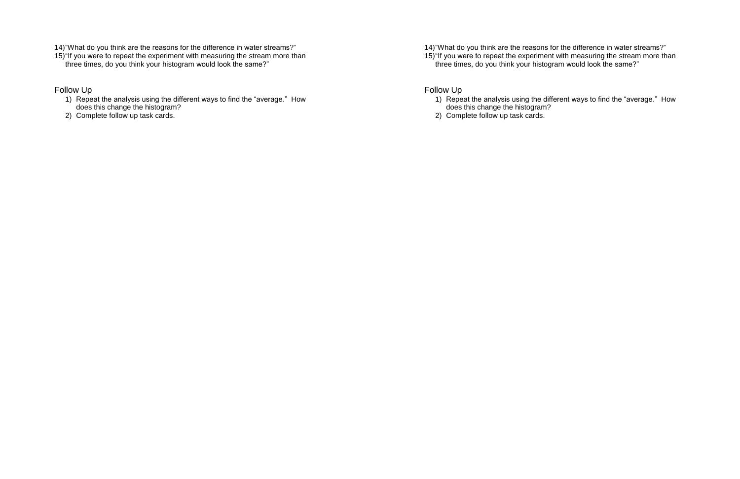14) "What do you think are the reasons for the difference in water streams?"
15) "If you were to repeat the experiment with measuring the stream more than three times, do you think your histogram would look the same?"

## Follow Up

1) Repeat the analysis using the different ways to find the "average." How does this change the histogram?
2) Complete follow up task cards.

14) "What do you think are the reasons for the difference in water streams?"
15) "If you were to repeat the experiment with measuring the stream more than three times, do you think your histogram would look the same?"

## Follow Up

1) Repeat the analysis using the different ways to find the "average." How does this change the histogram?
2) Complete follow up task cards.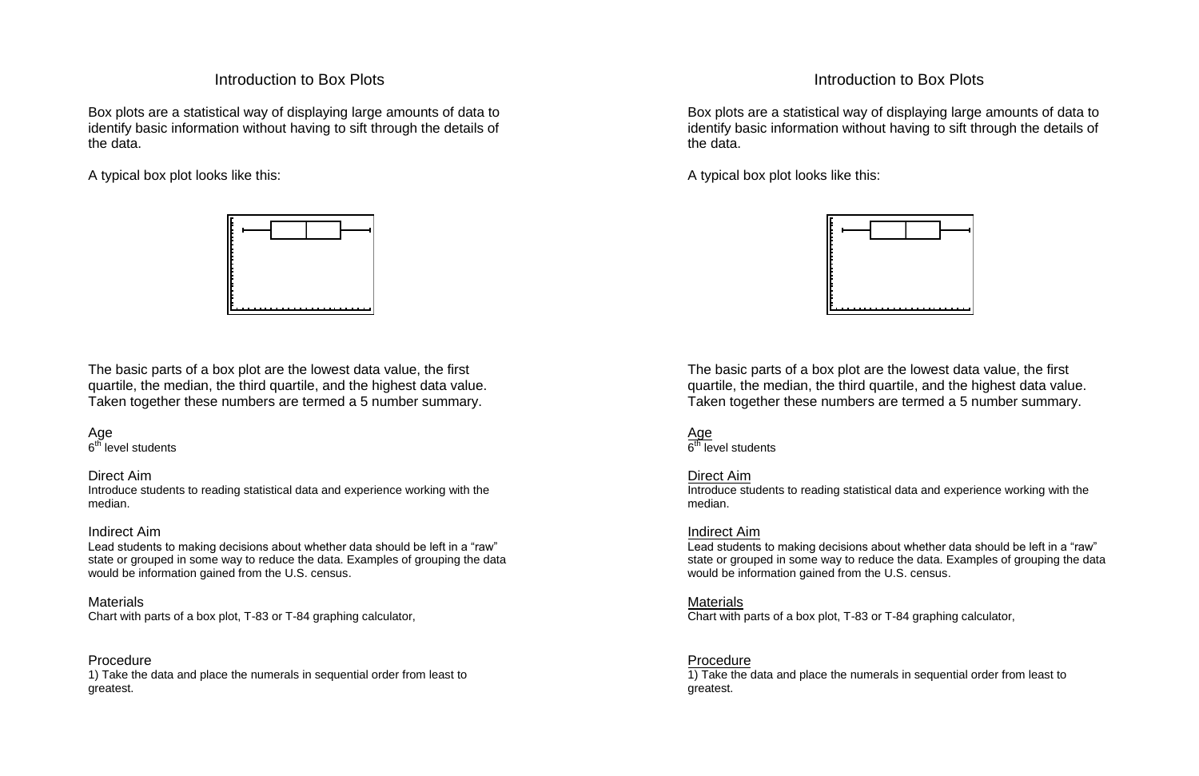# Introduction to Box Plots

Box plots are a statistical way of displaying large amounts of data to identify basic information without having to sift through the details of the data.

A typical box plot looks like this:

The basic parts of a box plot are the lowest data value, the first quartile, the median, the third quartile, and the highest data value. Taken together these numbers are termed a 5 number summary.

Age
6th level students

Direct Aim
Introduce students to reading statistical data and experience working with the median.

Indirect Aim
Lead students to making decisions about whether data should be left in a "raw" state or grouped in some way to reduce the data. Examples of grouping the data would be information gained from the U.S. census.

Materials
Chart with parts of a box plot, T-83 or T-84 graphing calculator,

Procedure
1) Take the data and place the numerals in sequential order from least to greatest.

# Introduction to Box Plots

Box plots are a statistical way of displaying large amounts of data to identify basic information without having to sift through the details of the data.

A typical box plot looks like this:

The basic parts of a box plot are the lowest data value, the first quartile, the median, the third quartile, and the highest data value. Taken together these numbers are termed a 5 number summary.

Age
6th level students

Direct Aim
Introduce students to reading statistical data and experience working with the median.

Indirect Aim
Lead students to making decisions about whether data should be left in a "raw" state or grouped in some way to reduce the data. Examples of grouping the data would be information gained from the U.S. census.

Materials
Chart with parts of a box plot, T-83 or T-84 graphing calculator,

Procedure
1) Take the data and place the numerals in sequential order from least to greatest.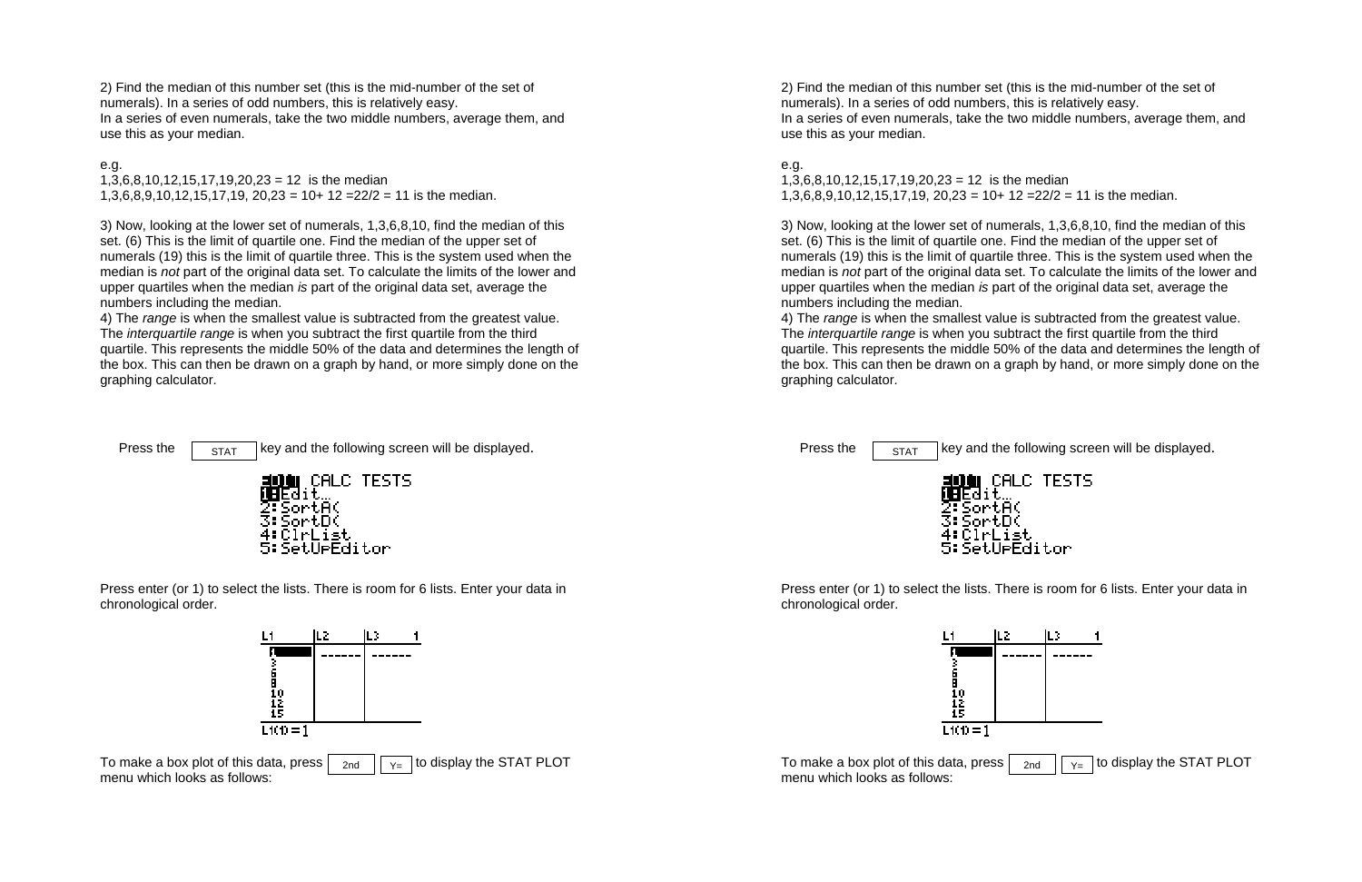2) Find the median of this number set (this is the mid-number of the set of numerals). In a series of odd numbers, this is relatively easy.
In a series of even numerals, take the two middle numbers, average them, and use this as your median.

e.g.
1,3,6,8,10,12,15,17,19,20,23 = 12 is the median
1,3,6,8,9,10,12,15,17,19, 20,23 = 10+ 12 =22/2 = 11 is the median.

3) Now, looking at the lower set of numerals, 1,3,6,8,10, find the median of this set. (6) This is the limit of quartile one. Find the median of the upper set of numerals (19) this is the limit of quartile three. This is the system used when the median is *not* part of the original data set. To calculate the limits of the lower and upper quartiles when the median *is* part of the original data set, average the numbers including the median.
4) The *range* is when the smallest value is subtracted from the greatest value. The *interquartile range* is when you subtract the first quartile from the third quartile. This represents the middle 50% of the data and determines the length of the box. This can then be drawn on a graph by hand, or more simply done on the graphing calculator.

Press the STAT key and the following screen will be displayed.

```
EDIT CALC TESTS
1:Edit…
2:SortA(
3:SortD(
4:ClrList
5:SetUpEditor
```

Press enter (or 1) to select the lists. There is room for 6 lists. Enter your data in chronological order.

```
L1     |L2     |L3     1
1      |------ |------
3      |       |
6      |       |
8      |       |
10     |       |
12     |       |
15     |       |
L1(1) = 1
```

To make a box plot of this data, press 2nd Y= to display the STAT PLOT menu which looks as follows:

2) Find the median of this number set (this is the mid-number of the set of numerals). In a series of odd numbers, this is relatively easy.
In a series of even numerals, take the two middle numbers, average them, and use this as your median.

e.g.
1,3,6,8,10,12,15,17,19,20,23 = 12 is the median
1,3,6,8,9,10,12,15,17,19, 20,23 = 10+ 12 =22/2 = 11 is the median.

3) Now, looking at the lower set of numerals, 1,3,6,8,10, find the median of this set. (6) This is the limit of quartile one. Find the median of the upper set of numerals (19) this is the limit of quartile three. This is the system used when the median is *not* part of the original data set. To calculate the limits of the lower and upper quartiles when the median *is* part of the original data set, average the numbers including the median.
4) The *range* is when the smallest value is subtracted from the greatest value. The *interquartile range* is when you subtract the first quartile from the third quartile. This represents the middle 50% of the data and determines the length of the box. This can then be drawn on a graph by hand, or more simply done on the graphing calculator.

Press the STAT key and the following screen will be displayed.

```
EDIT CALC TESTS
1:Edit…
2:SortA(
3:SortD(
4:ClrList
5:SetUpEditor
```

Press enter (or 1) to select the lists. There is room for 6 lists. Enter your data in chronological order.

```
L1     |L2     |L3     1
1      |------ |------
3      |       |
6      |       |
8      |       |
10     |       |
12     |       |
15     |       |
L1(1) = 1
```

To make a box plot of this data, press 2nd Y= to display the STAT PLOT menu which looks as follows: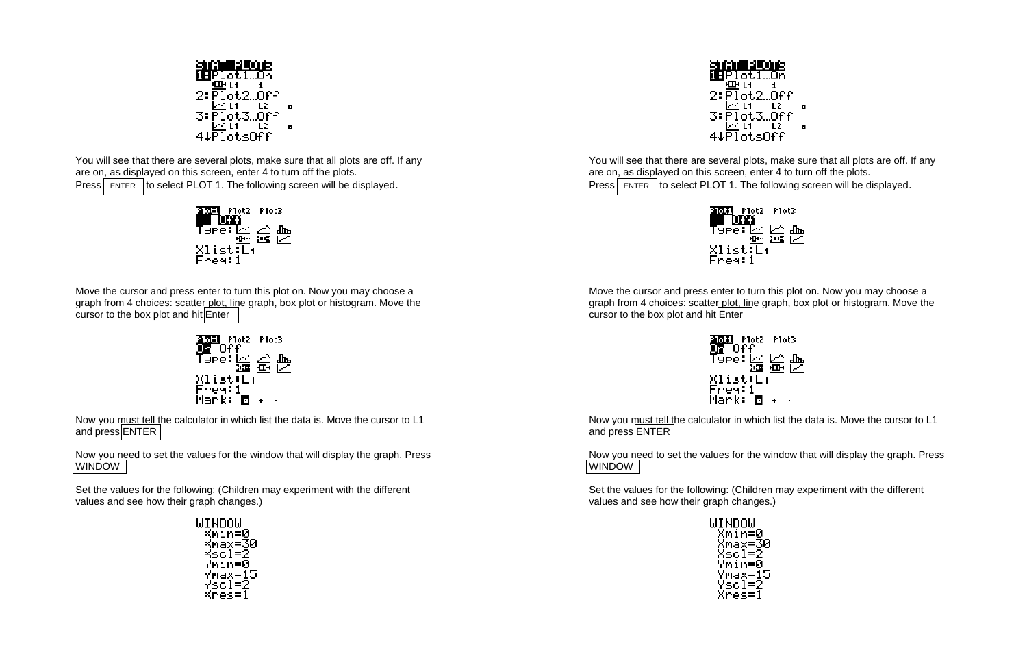```
STAT PLOTS
1:Plot1...On
   L1   1
2:Plot2...Off
   L1   L2   ▫
3:Plot3...Off
   L1   L2   ▫
4↓PlotsOff
```

You will see that there are several plots, make sure that all plots are off. If any are on, as displayed on this screen, enter 4 to turn off the plots.
Press ENTER to select PLOT 1. The following screen will be displayed.

```
Plot1 Plot2 Plot3
On Off
Type:
Xlist:L1
Freq:1
```

Move the cursor and press enter to turn this plot on. Now you may choose a graph from 4 choices: scatter plot, line graph, box plot or histogram. Move the cursor to the box plot and hit Enter

```
Plot1 Plot2 Plot3
On Off
Type:
Xlist:L1
Freq:1
Mark: ▫ + ·
```

Now you must tell the calculator in which list the data is. Move the cursor to L1 and press ENTER

Now you need to set the values for the window that will display the graph. Press WINDOW

Set the values for the following: (Children may experiment with the different values and see how their graph changes.)

```
WINDOW
 Xmin=0
 Xmax=30
 Xscl=2
 Ymin=0
 Ymax=15
 Yscl=2
 Xres=1
```

```
STAT PLOTS
1:Plot1...On
   L1   1
2:Plot2...Off
   L1   L2   ▫
3:Plot3...Off
   L1   L2   ▫
4↓PlotsOff
```

You will see that there are several plots, make sure that all plots are off. If any are on, as displayed on this screen, enter 4 to turn off the plots.
Press ENTER to select PLOT 1. The following screen will be displayed.

```
Plot1 Plot2 Plot3
On Off
Type:
Xlist:L1
Freq:1
```

Move the cursor and press enter to turn this plot on. Now you may choose a graph from 4 choices: scatter plot, line graph, box plot or histogram. Move the cursor to the box plot and hit Enter

```
Plot1 Plot2 Plot3
On Off
Type:
Xlist:L1
Freq:1
Mark: ▫ + ·
```

Now you must tell the calculator in which list the data is. Move the cursor to L1 and press ENTER

Now you need to set the values for the window that will display the graph. Press WINDOW

Set the values for the following: (Children may experiment with the different values and see how their graph changes.)

```
WINDOW
 Xmin=0
 Xmax=30
 Xscl=2
 Ymin=0
 Ymax=15
 Yscl=2
 Xres=1
```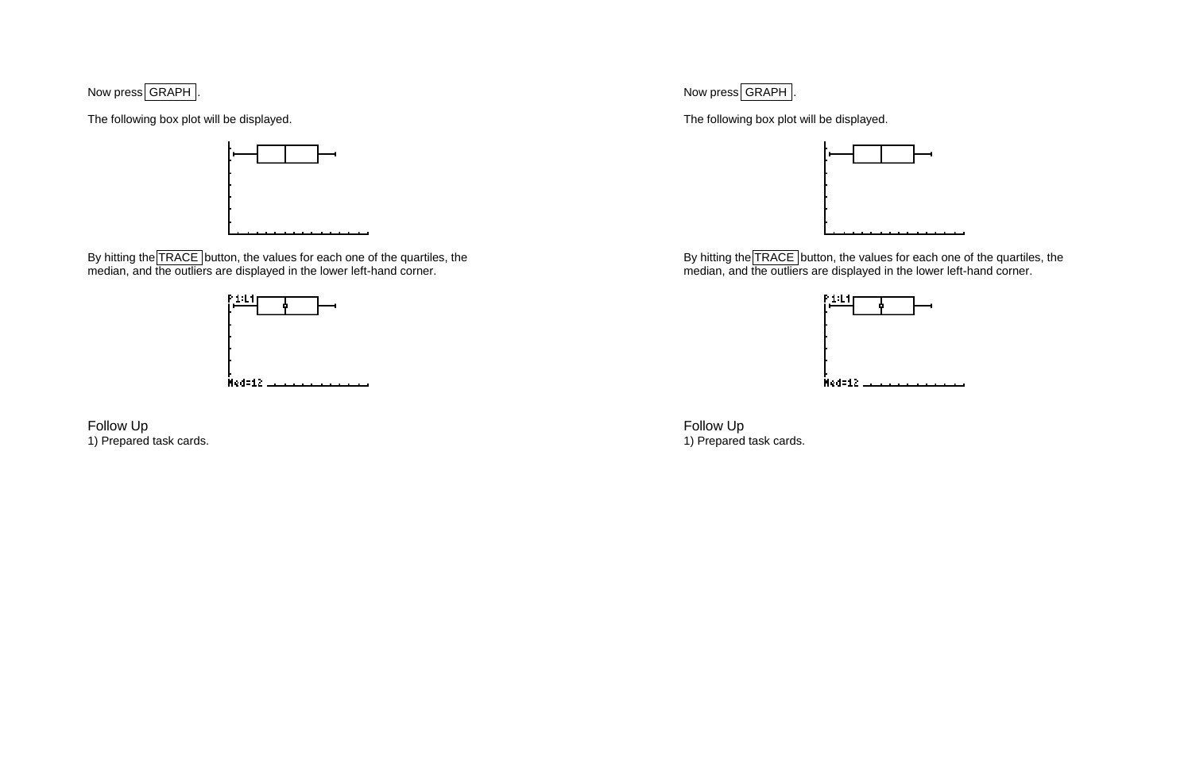Now press GRAPH .

The following box plot will be displayed.

By hitting the TRACE button, the values for each one of the quartiles, the median, and the outliers are displayed in the lower left-hand corner.

Follow Up
1) Prepared task cards.

Now press GRAPH .

The following box plot will be displayed.

By hitting the TRACE button, the values for each one of the quartiles, the median, and the outliers are displayed in the lower left-hand corner.

Follow Up
1) Prepared task cards.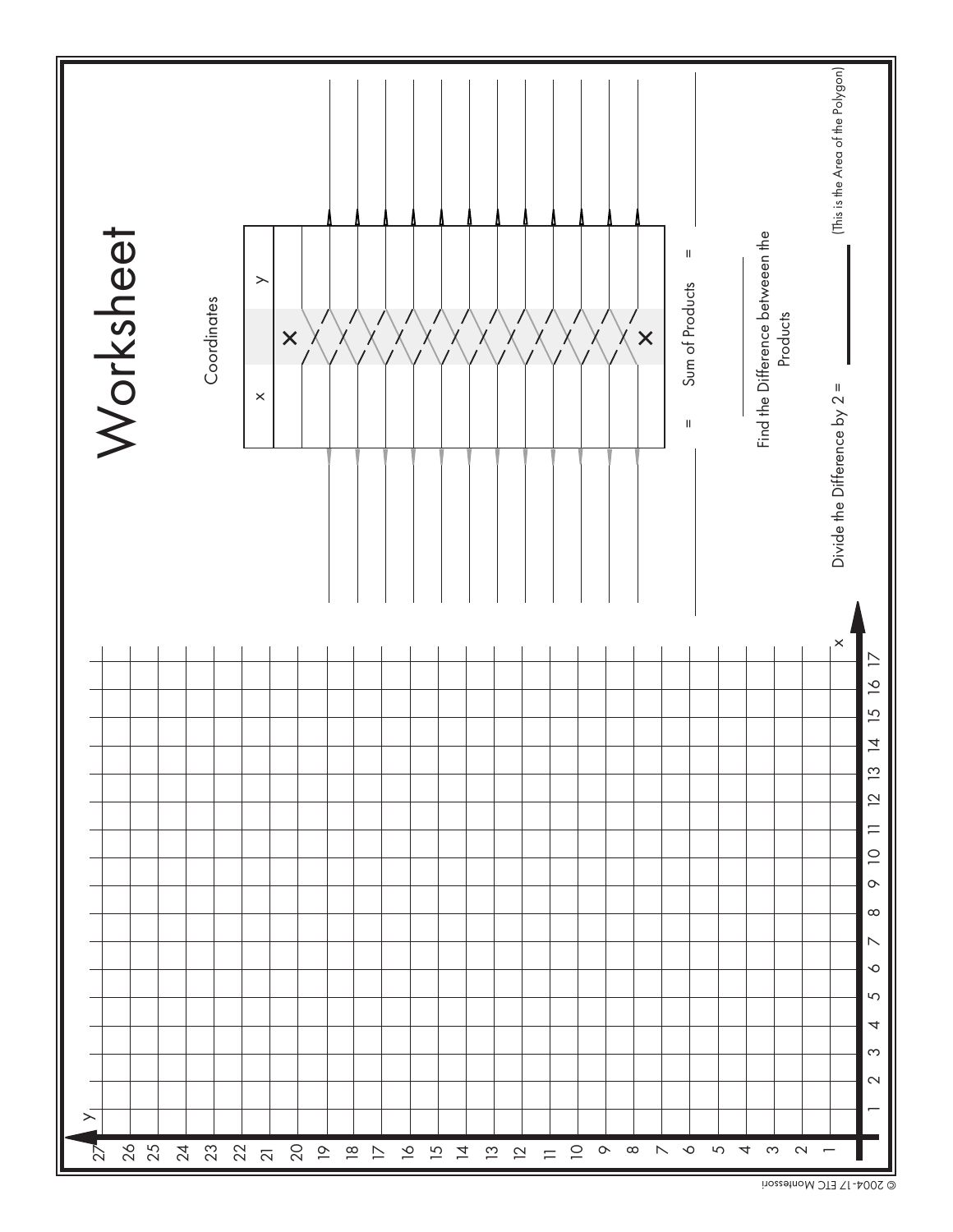# Worksheet

Coordinates

| x | y |
|---|---|
| | |
| | |
| | |
| | |
| | |
| | |
| | |
| | |
| | |
| | |
| | |
| | |
| | |

= ______ Sum of Products = ______

Find the Difference betweeen the Products ______

Divide the Difference by 2 = ______ (This is the Area of the Polygon)

© 2004-17 ETC Montessori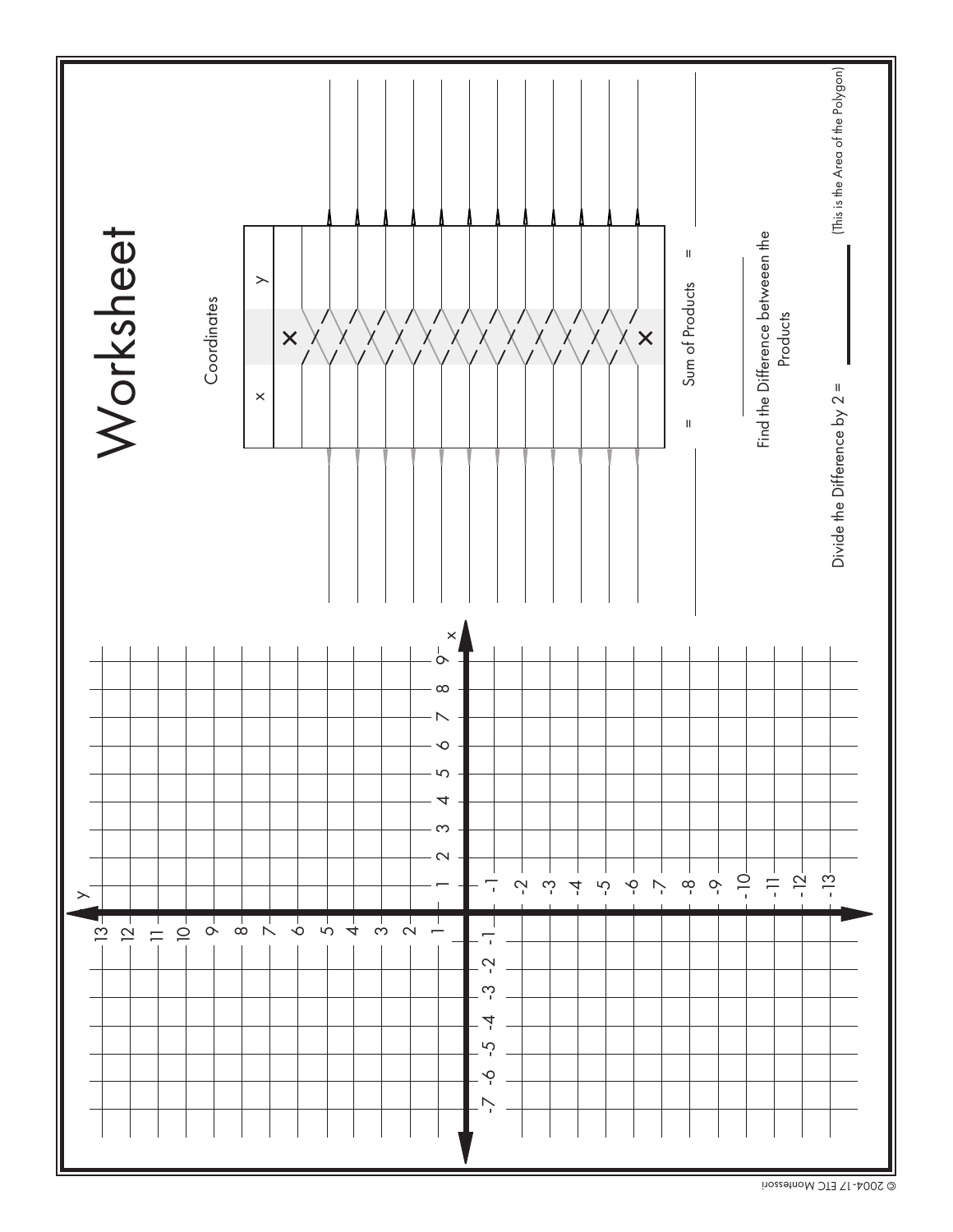# Worksheet

Coordinates

| x | | y |
|---|---|---|
| | × | |
| | | |
| | | |
| | | |
| | | |
| | | |
| | | |
| | | |
| | | |
| | | |
| | | |
| | × | |

= ______ Sum of Products = ______

Find the Difference betweeen the Products ______

Divide the Difference by 2 = ______

(This is the Area of the Polygon)

© 2004-17 ETC Montessori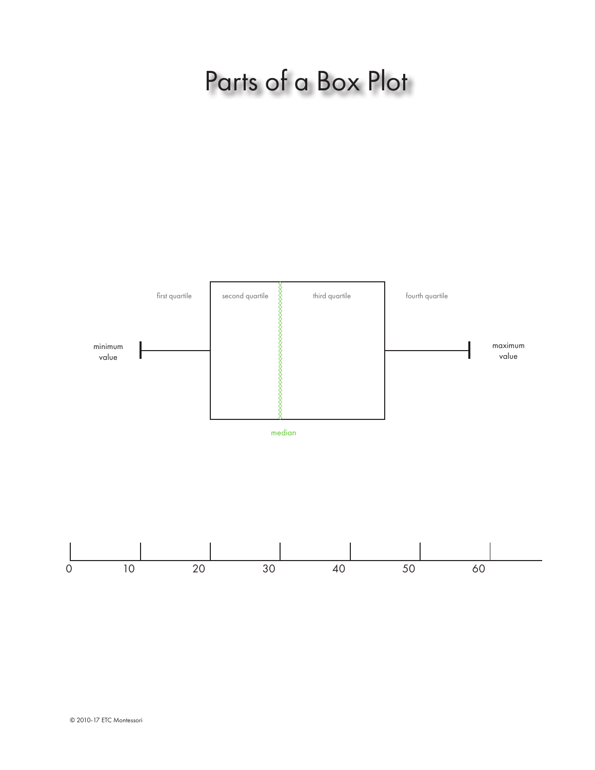# Parts of a Box Plot

first quartile

second quartile

third quartile

fourth quartile

minimum value

maximum value

median

0 10 20 30 40 50 60

© 2010-17 ETC Montessori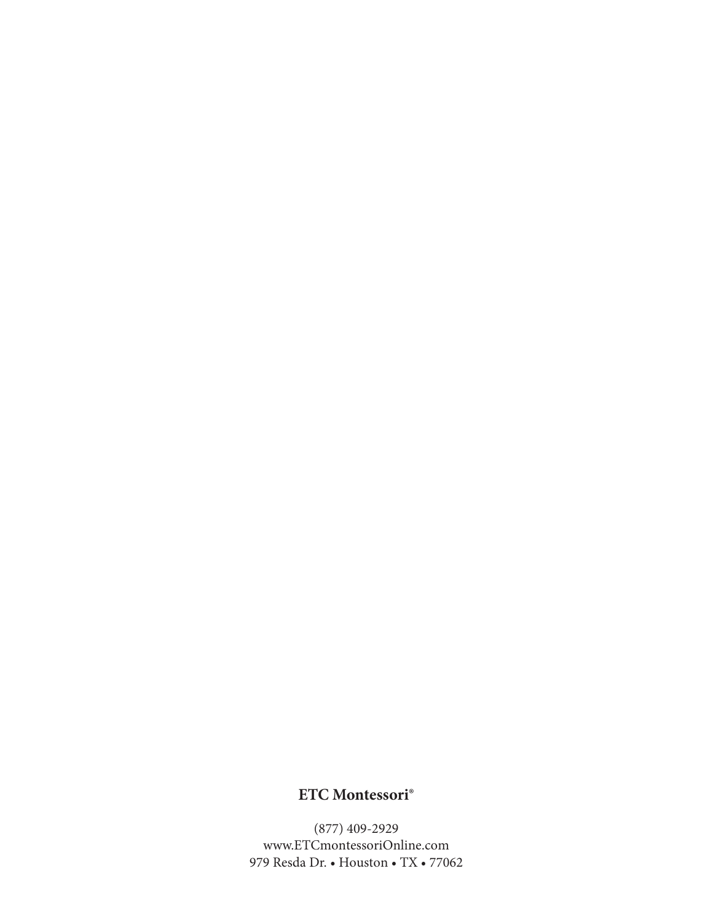**ETC Montessori®**

(877) 409-2929
www.ETCmontessoriOnline.com
979 Resda Dr. • Houston • TX • 77062